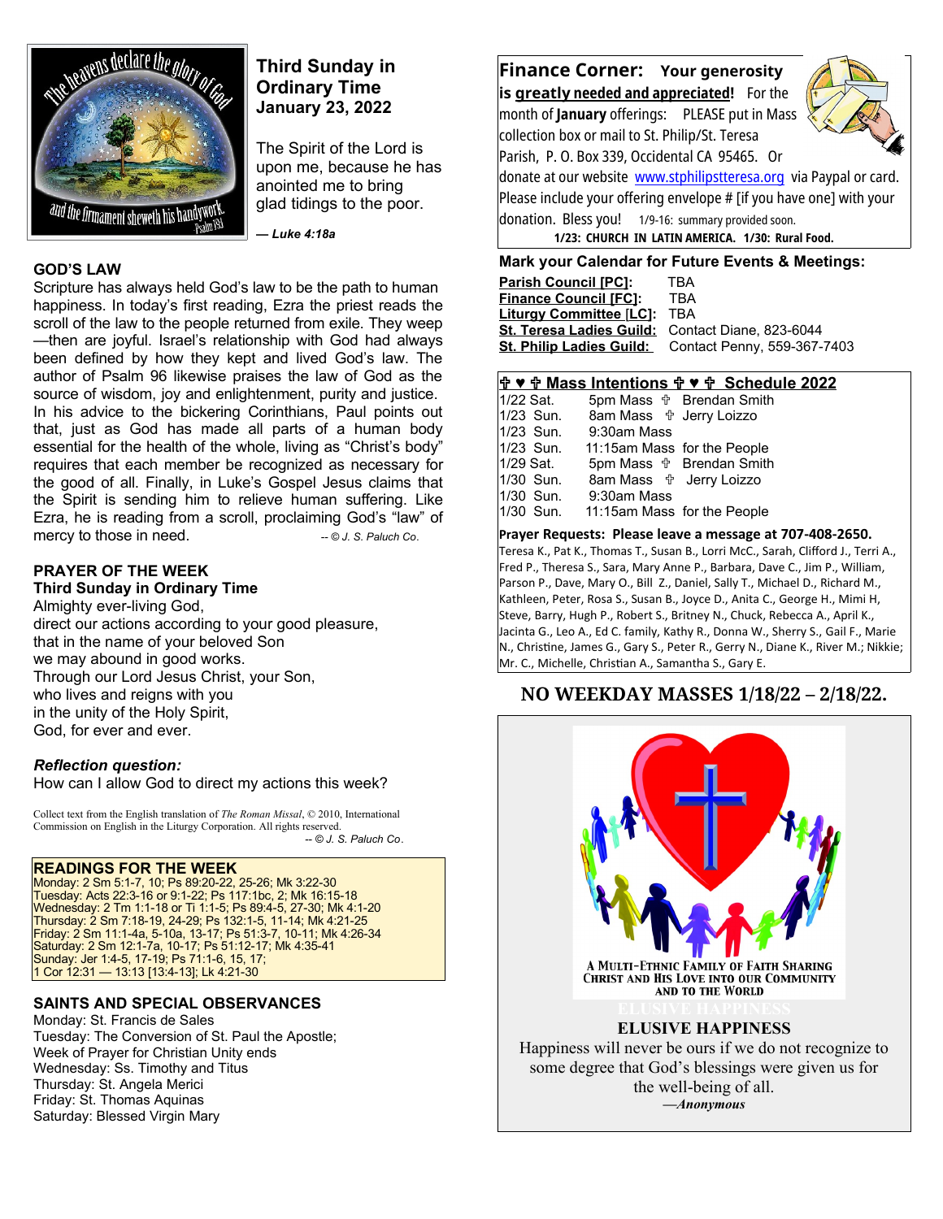## Third Sunday in Ordinary Time
## January 23, 2022

The Spirit of the Lord is upon me, because he has anointed me to bring glad tidings to the poor.

*— Luke 4:18a*

### GOD'S LAW

Scripture has always held God's law to be the path to human happiness. In today's first reading, Ezra the priest reads the scroll of the law to the people returned from exile. They weep—then are joyful. Israel's relationship with God had always been defined by how they kept and lived God's law. The author of Psalm 96 likewise praises the law of God as the source of wisdom, joy and enlightenment, purity and justice. In his advice to the bickering Corinthians, Paul points out that, just as God has made all parts of a human body essential for the health of the whole, living as "Christ's body" requires that each member be recognized as necessary for the good of all. Finally, in Luke's Gospel Jesus claims that the Spirit is sending him to relieve human suffering. Like Ezra, he is reading from a scroll, proclaiming God's "law" of mercy to those in need. *-- © J. S. Paluch Co.*

### PRAYER OF THE WEEK
**Third Sunday in Ordinary Time**

Almighty ever-living God,
direct our actions according to your good pleasure,
that in the name of your beloved Son
we may abound in good works.
Through our Lord Jesus Christ, your Son,
who lives and reigns with you
in the unity of the Holy Spirit,
God, for ever and ever.

***Reflection question:***
How can I allow God to direct my actions this week?

Collect text from the English translation of *The Roman Missal*, © 2010, International Commission on English in the Liturgy Corporation. All rights reserved.
*-- © J. S. Paluch Co.*

### READINGS FOR THE WEEK

Monday: 2 Sm 5:1-7, 10; Ps 89:20-22, 25-26; Mk 3:22-30
Tuesday: Acts 22:3-16 or 9:1-22; Ps 117:1bc, 2; Mk 16:15-18
Wednesday: 2 Tm 1:1-18 or Ti 1:1-5; Ps 89:4-5, 27-30; Mk 4:1-20
Thursday: 2 Sm 7:18-19, 24-29; Ps 132:1-5, 11-14; Mk 4:21-25
Friday: 2 Sm 11:1-4a, 5-10a, 13-17; Ps 51:3-7, 10-11; Mk 4:26-34
Saturday: 2 Sm 12:1-7a, 10-17; Ps 51:12-17; Mk 4:35-41
Sunday: Jer 1:4-5, 17-19; Ps 71:1-6, 15, 17;
1 Cor 12:31 — 13:13 [13:4-13]; Lk 4:21-30

### SAINTS AND SPECIAL OBSERVANCES

Monday: St. Francis de Sales
Tuesday: The Conversion of St. Paul the Apostle;
Week of Prayer for Christian Unity ends
Wednesday: Ss. Timothy and Titus
Thursday: St. Angela Merici
Friday: St. Thomas Aquinas
Saturday: Blessed Virgin Mary

### Finance Corner: Your generosity is greatly needed and appreciated!

For the month of **January** offerings: PLEASE put in Mass collection box or mail to St. Philip/St. Teresa Parish, P. O. Box 339, Occidental CA 95465. Or donate at our website www.stphilipstteresa.org via Paypal or card. Please include your offering envelope # [if you have one] with your donation. Bless you! 1/9-16: summary provided soon.

**1/23: CHURCH IN LATIN AMERICA. 1/30: Rural Food.**

### Mark your Calendar for Future Events & Meetings:

**Parish Council [PC]:** TBA
**Finance Council [FC]:** TBA
**Liturgy Committee [LC]:** TBA
**St. Teresa Ladies Guild:** Contact Diane, 823-6044
**St. Philip Ladies Guild:** Contact Penny, 559-367-7403

### ✞ ♥ ✞ Mass Intentions ✞ ♥ ✞ Schedule 2022

| | | |
|---|---|---|
| 1/22 Sat. | 5pm Mass | ✞ Brendan Smith |
| 1/23 Sun. | 8am Mass | ✞ Jerry Loizzo |
| 1/23 Sun. | 9:30am Mass | |
| 1/23 Sun. | 11:15am Mass | for the People |
| 1/29 Sat. | 5pm Mass | ✞ Brendan Smith |
| 1/30 Sun. | 8am Mass | ✞ Jerry Loizzo |
| 1/30 Sun. | 9:30am Mass | |
| 1/30 Sun. | 11:15am Mass | for the People |

**Prayer Requests: Please leave a message at 707-408-2650.**
Teresa K., Pat K., Thomas T., Susan B., Lorri McC., Sarah, Clifford J., Terri A., Fred P., Theresa S., Sara, Mary Anne P., Barbara, Dave C., Jim P., William, Parson P., Dave, Mary O., Bill Z., Daniel, Sally T., Michael D., Richard M., Kathleen, Peter, Rosa S., Susan B., Joyce D., Anita C., George H., Mimi H, Steve, Barry, Hugh P., Robert S., Britney N., Chuck, Rebecca A., April K., Jacinta G., Leo A., Ed C. family, Kathy R., Donna W., Sherry S., Gail F., Marie N., Christine, James G., Gary S., Peter R., Gerry N., Diane K., River M.; Nikkie; Mr. C., Michelle, Christian A., Samantha S., Gary E.

## NO WEEKDAY MASSES 1/18/22 – 2/18/22.

A MULTI-ETHNIC FAMILY OF FAITH SHARING CHRIST AND HIS LOVE INTO OUR COMMUNITY AND TO THE WORLD

### ELUSIVE HAPPINESS

Happiness will never be ours if we do not recognize to some degree that God's blessings were given us for the well-being of all.

***—Anonymous***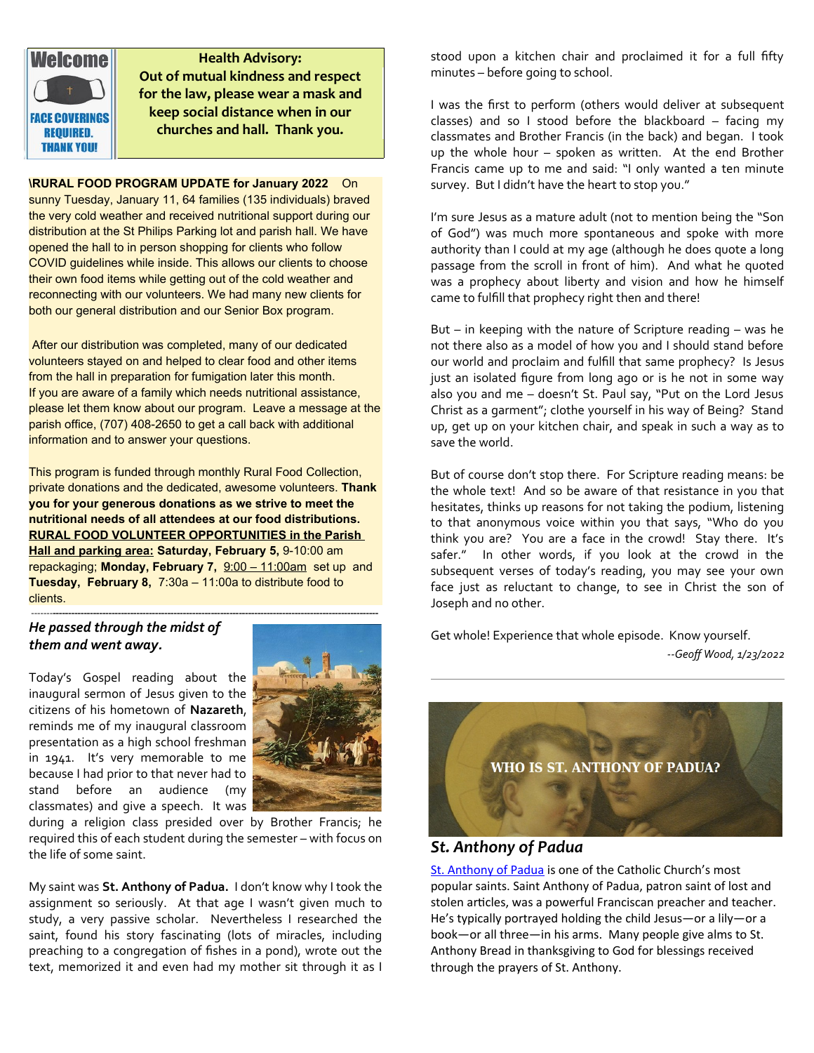**Welcome**

**FACE COVERINGS REQUIRED. THANK YOU!**

**Health Advisory:**
**Out of mutual kindness and respect for the law, please wear a mask and keep social distance when in our churches and hall. Thank you.**

**\RURAL FOOD PROGRAM UPDATE for January 2022** On sunny Tuesday, January 11, 64 families (135 individuals) braved the very cold weather and received nutritional support during our distribution at the St Philips Parking lot and parish hall. We have opened the hall to in person shopping for clients who follow COVID guidelines while inside. This allows our clients to choose their own food items while getting out of the cold weather and reconnecting with our volunteers. We had many new clients for both our general distribution and our Senior Box program.

After our distribution was completed, many of our dedicated volunteers stayed on and helped to clear food and other items from the hall in preparation for fumigation later this month. If you are aware of a family which needs nutritional assistance, please let them know about our program. Leave a message at the parish office, (707) 408-2650 to get a call back with additional information and to answer your questions.

This program is funded through monthly Rural Food Collection, private donations and the dedicated, awesome volunteers. **Thank you for your generous donations as we strive to meet the nutritional needs of all attendees at our food distributions.** **RURAL FOOD VOLUNTEER OPPORTUNITIES in the Parish Hall and parking area:** **Saturday, February 5,** 9-10:00 am repackaging; **Monday, February 7,** 9:00 – 11:00am set up and **Tuesday, February 8,** 7:30a – 11:00a to distribute food to clients.

---

***He passed through the midst of them and went away.***

Today's Gospel reading about the inaugural sermon of Jesus given to the citizens of his hometown of **Nazareth**, reminds me of my inaugural classroom presentation as a high school freshman in 1941. It's very memorable to me because I had prior to that never had to stand before an audience (my classmates) and give a speech. It was during a religion class presided over by Brother Francis; he required this of each student during the semester – with focus on the life of some saint.

My saint was **St. Anthony of Padua.** I don't know why I took the assignment so seriously. At that age I wasn't given much to study, a very passive scholar. Nevertheless I researched the saint, found his story fascinating (lots of miracles, including preaching to a congregation of fishes in a pond), wrote out the text, memorized it and even had my mother sit through it as I stood upon a kitchen chair and proclaimed it for a full fifty minutes – before going to school.

I was the first to perform (others would deliver at subsequent classes) and so I stood before the blackboard – facing my classmates and Brother Francis (in the back) and began. I took up the whole hour – spoken as written. At the end Brother Francis came up to me and said: "I only wanted a ten minute survey. But I didn't have the heart to stop you."

I'm sure Jesus as a mature adult (not to mention being the "Son of God") was much more spontaneous and spoke with more authority than I could at my age (although he does quote a long passage from the scroll in front of him). And what he quoted was a prophecy about liberty and vision and how he himself came to fulfill that prophecy right then and there!

But – in keeping with the nature of Scripture reading – was he not there also as a model of how you and I should stand before our world and proclaim and fulfill that same prophecy? Is Jesus just an isolated figure from long ago or is he not in some way also you and me – doesn't St. Paul say, "Put on the Lord Jesus Christ as a garment"; clothe yourself in his way of Being? Stand up, get up on your kitchen chair, and speak in such a way as to save the world.

But of course don't stop there. For Scripture reading means: be the whole text! And so be aware of that resistance in you that hesitates, thinks up reasons for not taking the podium, listening to that anonymous voice within you that says, "Who do you think you are? You are a face in the crowd! Stay there. It's safer." In other words, if you look at the crowd in the subsequent verses of today's reading, you may see your own face just as reluctant to change, to see in Christ the son of Joseph and no other.

Get whole! Experience that whole episode. Know yourself.

*--Geoff Wood, 1/23/2022*

---

**WHO IS ST. ANTHONY OF PADUA?**

## *St. Anthony of Padua*

St. Anthony of Padua is one of the Catholic Church's most popular saints. Saint Anthony of Padua, patron saint of lost and stolen articles, was a powerful Franciscan preacher and teacher. He's typically portrayed holding the child Jesus—or a lily—or a book—or all three—in his arms. Many people give alms to St. Anthony Bread in thanksgiving to God for blessings received through the prayers of St. Anthony.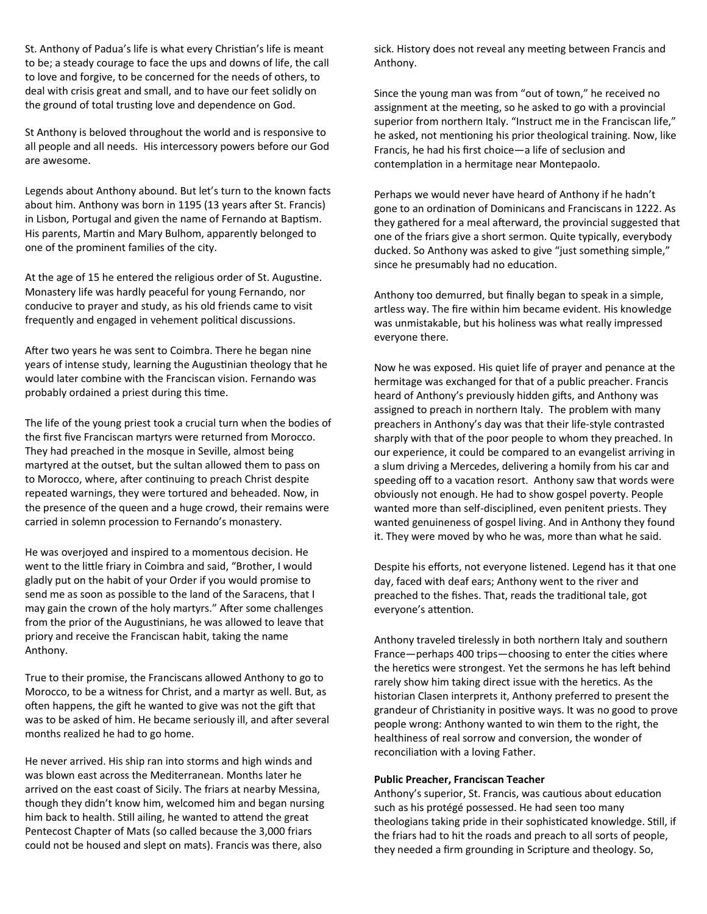St. Anthony of Padua's life is what every Christian's life is meant to be; a steady courage to face the ups and downs of life, the call to love and forgive, to be concerned for the needs of others, to deal with crisis great and small, and to have our feet solidly on the ground of total trusting love and dependence on God.

St Anthony is beloved throughout the world and is responsive to all people and all needs. His intercessory powers before our God are awesome.

Legends about Anthony abound. But let's turn to the known facts about him. Anthony was born in 1195 (13 years after St. Francis) in Lisbon, Portugal and given the name of Fernando at Baptism. His parents, Martin and Mary Bulhom, apparently belonged to one of the prominent families of the city.

At the age of 15 he entered the religious order of St. Augustine. Monastery life was hardly peaceful for young Fernando, nor conducive to prayer and study, as his old friends came to visit frequently and engaged in vehement political discussions.

After two years he was sent to Coimbra. There he began nine years of intense study, learning the Augustinian theology that he would later combine with the Franciscan vision. Fernando was probably ordained a priest during this time.

The life of the young priest took a crucial turn when the bodies of the first five Franciscan martyrs were returned from Morocco. They had preached in the mosque in Seville, almost being martyred at the outset, but the sultan allowed them to pass on to Morocco, where, after continuing to preach Christ despite repeated warnings, they were tortured and beheaded. Now, in the presence of the queen and a huge crowd, their remains were carried in solemn procession to Fernando's monastery.

He was overjoyed and inspired to a momentous decision. He went to the little friary in Coimbra and said, "Brother, I would gladly put on the habit of your Order if you would promise to send me as soon as possible to the land of the Saracens, that I may gain the crown of the holy martyrs." After some challenges from the prior of the Augustinians, he was allowed to leave that priory and receive the Franciscan habit, taking the name Anthony.

True to their promise, the Franciscans allowed Anthony to go to Morocco, to be a witness for Christ, and a martyr as well. But, as often happens, the gift he wanted to give was not the gift that was to be asked of him. He became seriously ill, and after several months realized he had to go home.

He never arrived. His ship ran into storms and high winds and was blown east across the Mediterranean. Months later he arrived on the east coast of Sicily. The friars at nearby Messina, though they didn't know him, welcomed him and began nursing him back to health. Still ailing, he wanted to attend the great Pentecost Chapter of Mats (so called because the 3,000 friars could not be housed and slept on mats). Francis was there, also sick. History does not reveal any meeting between Francis and Anthony.

Since the young man was from "out of town," he received no assignment at the meeting, so he asked to go with a provincial superior from northern Italy. "Instruct me in the Franciscan life," he asked, not mentioning his prior theological training. Now, like Francis, he had his first choice—a life of seclusion and contemplation in a hermitage near Montepaolo.

Perhaps we would never have heard of Anthony if he hadn't gone to an ordination of Dominicans and Franciscans in 1222. As they gathered for a meal afterward, the provincial suggested that one of the friars give a short sermon. Quite typically, everybody ducked. So Anthony was asked to give "just something simple," since he presumably had no education.

Anthony too demurred, but finally began to speak in a simple, artless way. The fire within him became evident. His knowledge was unmistakable, but his holiness was what really impressed everyone there.

Now he was exposed. His quiet life of prayer and penance at the hermitage was exchanged for that of a public preacher. Francis heard of Anthony's previously hidden gifts, and Anthony was assigned to preach in northern Italy. The problem with many preachers in Anthony's day was that their life-style contrasted sharply with that of the poor people to whom they preached. In our experience, it could be compared to an evangelist arriving in a slum driving a Mercedes, delivering a homily from his car and speeding off to a vacation resort. Anthony saw that words were obviously not enough. He had to show gospel poverty. People wanted more than self-disciplined, even penitent priests. They wanted genuineness of gospel living. And in Anthony they found it. They were moved by who he was, more than what he said.

Despite his efforts, not everyone listened. Legend has it that one day, faced with deaf ears; Anthony went to the river and preached to the fishes. That, reads the traditional tale, got everyone's attention.

Anthony traveled tirelessly in both northern Italy and southern France—perhaps 400 trips—choosing to enter the cities where the heretics were strongest. Yet the sermons he has left behind rarely show him taking direct issue with the heretics. As the historian Clasen interprets it, Anthony preferred to present the grandeur of Christianity in positive ways. It was no good to prove people wrong: Anthony wanted to win them to the right, the healthiness of real sorrow and conversion, the wonder of reconciliation with a loving Father.

**Public Preacher, Franciscan Teacher**

Anthony's superior, St. Francis, was cautious about education such as his protégé possessed. He had seen too many theologians taking pride in their sophisticated knowledge. Still, if the friars had to hit the roads and preach to all sorts of people, they needed a firm grounding in Scripture and theology. So,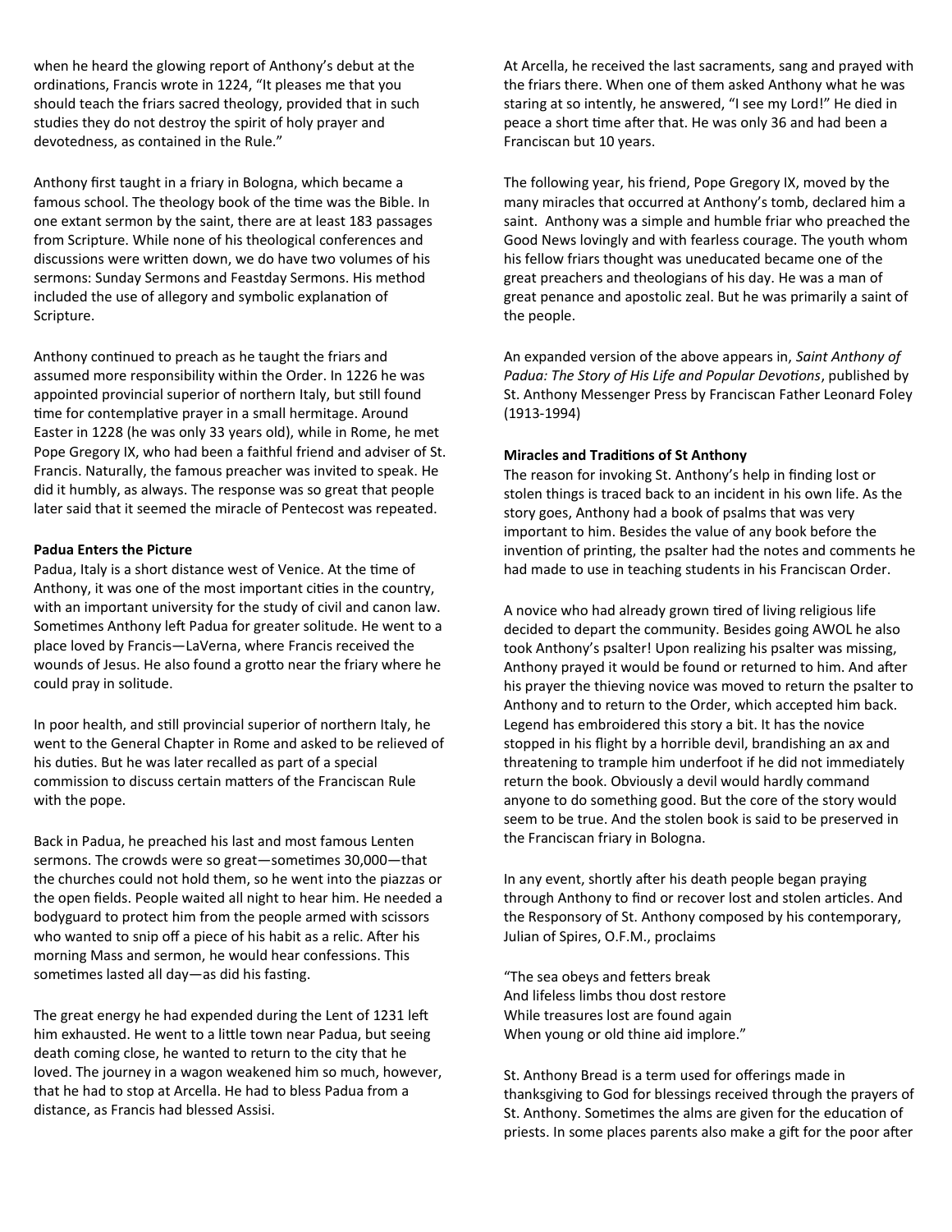when he heard the glowing report of Anthony's debut at the ordinations, Francis wrote in 1224, "It pleases me that you should teach the friars sacred theology, provided that in such studies they do not destroy the spirit of holy prayer and devotedness, as contained in the Rule."

Anthony first taught in a friary in Bologna, which became a famous school. The theology book of the time was the Bible. In one extant sermon by the saint, there are at least 183 passages from Scripture. While none of his theological conferences and discussions were written down, we do have two volumes of his sermons: Sunday Sermons and Feastday Sermons. His method included the use of allegory and symbolic explanation of Scripture.

Anthony continued to preach as he taught the friars and assumed more responsibility within the Order. In 1226 he was appointed provincial superior of northern Italy, but still found time for contemplative prayer in a small hermitage. Around Easter in 1228 (he was only 33 years old), while in Rome, he met Pope Gregory IX, who had been a faithful friend and adviser of St. Francis. Naturally, the famous preacher was invited to speak. He did it humbly, as always. The response was so great that people later said that it seemed the miracle of Pentecost was repeated.

**Padua Enters the Picture**

Padua, Italy is a short distance west of Venice. At the time of Anthony, it was one of the most important cities in the country, with an important university for the study of civil and canon law. Sometimes Anthony left Padua for greater solitude. He went to a place loved by Francis—LaVerna, where Francis received the wounds of Jesus. He also found a grotto near the friary where he could pray in solitude.

In poor health, and still provincial superior of northern Italy, he went to the General Chapter in Rome and asked to be relieved of his duties. But he was later recalled as part of a special commission to discuss certain matters of the Franciscan Rule with the pope.

Back in Padua, he preached his last and most famous Lenten sermons. The crowds were so great—sometimes 30,000—that the churches could not hold them, so he went into the piazzas or the open fields. People waited all night to hear him. He needed a bodyguard to protect him from the people armed with scissors who wanted to snip off a piece of his habit as a relic. After his morning Mass and sermon, he would hear confessions. This sometimes lasted all day—as did his fasting.

The great energy he had expended during the Lent of 1231 left him exhausted. He went to a little town near Padua, but seeing death coming close, he wanted to return to the city that he loved. The journey in a wagon weakened him so much, however, that he had to stop at Arcella. He had to bless Padua from a distance, as Francis had blessed Assisi.

At Arcella, he received the last sacraments, sang and prayed with the friars there. When one of them asked Anthony what he was staring at so intently, he answered, "I see my Lord!" He died in peace a short time after that. He was only 36 and had been a Franciscan but 10 years.

The following year, his friend, Pope Gregory IX, moved by the many miracles that occurred at Anthony's tomb, declared him a saint. Anthony was a simple and humble friar who preached the Good News lovingly and with fearless courage. The youth whom his fellow friars thought was uneducated became one of the great preachers and theologians of his day. He was a man of great penance and apostolic zeal. But he was primarily a saint of the people.

An expanded version of the above appears in, *Saint Anthony of Padua: The Story of His Life and Popular Devotions*, published by St. Anthony Messenger Press by Franciscan Father Leonard Foley (1913-1994)

**Miracles and Traditions of St Anthony**

The reason for invoking St. Anthony's help in finding lost or stolen things is traced back to an incident in his own life. As the story goes, Anthony had a book of psalms that was very important to him. Besides the value of any book before the invention of printing, the psalter had the notes and comments he had made to use in teaching students in his Franciscan Order.

A novice who had already grown tired of living religious life decided to depart the community. Besides going AWOL he also took Anthony's psalter! Upon realizing his psalter was missing, Anthony prayed it would be found or returned to him. And after his prayer the thieving novice was moved to return the psalter to Anthony and to return to the Order, which accepted him back. Legend has embroidered this story a bit. It has the novice stopped in his flight by a horrible devil, brandishing an ax and threatening to trample him underfoot if he did not immediately return the book. Obviously a devil would hardly command anyone to do something good. But the core of the story would seem to be true. And the stolen book is said to be preserved in the Franciscan friary in Bologna.

In any event, shortly after his death people began praying through Anthony to find or recover lost and stolen articles. And the Responsory of St. Anthony composed by his contemporary, Julian of Spires, O.F.M., proclaims

"The sea obeys and fetters break
And lifeless limbs thou dost restore
While treasures lost are found again
When young or old thine aid implore."

St. Anthony Bread is a term used for offerings made in thanksgiving to God for blessings received through the prayers of St. Anthony. Sometimes the alms are given for the education of priests. In some places parents also make a gift for the poor after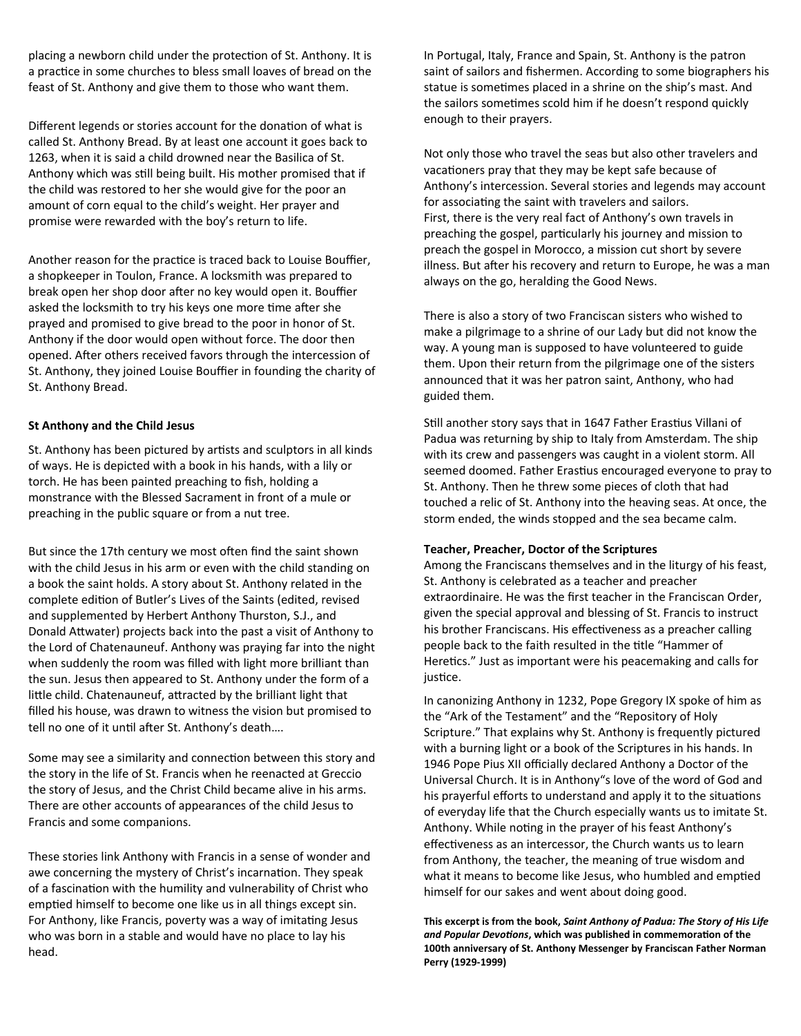placing a newborn child under the protection of St. Anthony. It is a practice in some churches to bless small loaves of bread on the feast of St. Anthony and give them to those who want them.

Different legends or stories account for the donation of what is called St. Anthony Bread. By at least one account it goes back to 1263, when it is said a child drowned near the Basilica of St. Anthony which was still being built. His mother promised that if the child was restored to her she would give for the poor an amount of corn equal to the child's weight. Her prayer and promise were rewarded with the boy's return to life.

Another reason for the practice is traced back to Louise Bouffier, a shopkeeper in Toulon, France. A locksmith was prepared to break open her shop door after no key would open it. Bouffier asked the locksmith to try his keys one more time after she prayed and promised to give bread to the poor in honor of St. Anthony if the door would open without force. The door then opened. After others received favors through the intercession of St. Anthony, they joined Louise Bouffier in founding the charity of St. Anthony Bread.

**St Anthony and the Child Jesus**

St. Anthony has been pictured by artists and sculptors in all kinds of ways. He is depicted with a book in his hands, with a lily or torch. He has been painted preaching to fish, holding a monstrance with the Blessed Sacrament in front of a mule or preaching in the public square or from a nut tree.

But since the 17th century we most often find the saint shown with the child Jesus in his arm or even with the child standing on a book the saint holds. A story about St. Anthony related in the complete edition of Butler's Lives of the Saints (edited, revised and supplemented by Herbert Anthony Thurston, S.J., and Donald Attwater) projects back into the past a visit of Anthony to the Lord of Chatenauneuf. Anthony was praying far into the night when suddenly the room was filled with light more brilliant than the sun. Jesus then appeared to St. Anthony under the form of a little child. Chatenauneuf, attracted by the brilliant light that filled his house, was drawn to witness the vision but promised to tell no one of it until after St. Anthony's death….

Some may see a similarity and connection between this story and the story in the life of St. Francis when he reenacted at Greccio the story of Jesus, and the Christ Child became alive in his arms. There are other accounts of appearances of the child Jesus to Francis and some companions.

These stories link Anthony with Francis in a sense of wonder and awe concerning the mystery of Christ's incarnation. They speak of a fascination with the humility and vulnerability of Christ who emptied himself to become one like us in all things except sin. For Anthony, like Francis, poverty was a way of imitating Jesus who was born in a stable and would have no place to lay his head.

In Portugal, Italy, France and Spain, St. Anthony is the patron saint of sailors and fishermen. According to some biographers his statue is sometimes placed in a shrine on the ship's mast. And the sailors sometimes scold him if he doesn't respond quickly enough to their prayers.

Not only those who travel the seas but also other travelers and vacationers pray that they may be kept safe because of Anthony's intercession. Several stories and legends may account for associating the saint with travelers and sailors.
First, there is the very real fact of Anthony's own travels in preaching the gospel, particularly his journey and mission to preach the gospel in Morocco, a mission cut short by severe illness. But after his recovery and return to Europe, he was a man always on the go, heralding the Good News.

There is also a story of two Franciscan sisters who wished to make a pilgrimage to a shrine of our Lady but did not know the way. A young man is supposed to have volunteered to guide them. Upon their return from the pilgrimage one of the sisters announced that it was her patron saint, Anthony, who had guided them.

Still another story says that in 1647 Father Erastius Villani of Padua was returning by ship to Italy from Amsterdam. The ship with its crew and passengers was caught in a violent storm. All seemed doomed. Father Erastius encouraged everyone to pray to St. Anthony. Then he threw some pieces of cloth that had touched a relic of St. Anthony into the heaving seas. At once, the storm ended, the winds stopped and the sea became calm.

**Teacher, Preacher, Doctor of the Scriptures**

Among the Franciscans themselves and in the liturgy of his feast, St. Anthony is celebrated as a teacher and preacher extraordinaire. He was the first teacher in the Franciscan Order, given the special approval and blessing of St. Francis to instruct his brother Franciscans. His effectiveness as a preacher calling people back to the faith resulted in the title "Hammer of Heretics." Just as important were his peacemaking and calls for justice.

In canonizing Anthony in 1232, Pope Gregory IX spoke of him as the "Ark of the Testament" and the "Repository of Holy Scripture." That explains why St. Anthony is frequently pictured with a burning light or a book of the Scriptures in his hands. In 1946 Pope Pius XII officially declared Anthony a Doctor of the Universal Church. It is in Anthony"s love of the word of God and his prayerful efforts to understand and apply it to the situations of everyday life that the Church especially wants us to imitate St. Anthony. While noting in the prayer of his feast Anthony's effectiveness as an intercessor, the Church wants us to learn from Anthony, the teacher, the meaning of true wisdom and what it means to become like Jesus, who humbled and emptied himself for our sakes and went about doing good.

**This excerpt is from the book, *Saint Anthony of Padua: The Story of His Life and Popular Devotions*, which was published in commemoration of the 100th anniversary of St. Anthony Messenger by Franciscan Father Norman Perry (1929-1999)**